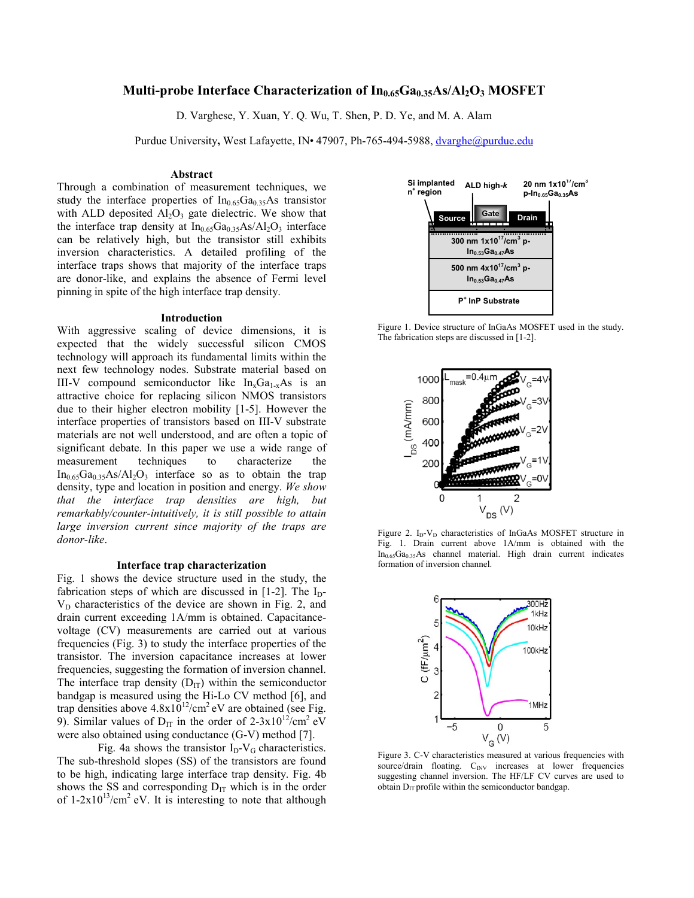# Multi-probe Interface Characterization of $In_{0.65}Ga_{0.35}As/Al_2O_3$ MOSFET

D. Varghese, Y. Xuan, Y. Q. Wu, T. Shen, P. D. Ye, and M. A. Alam

Purdue University, West Lafayette, IN• 47907, Ph-765-494-5988, dvarghe@purdue.edu

## Abstract

Through a combination of measurement techniques, we study the interface properties of $In_{0.65}Ga_{0.35}As$ transistor with ALD deposited $Al_2O_3$ gate dielectric. We show that the interface trap density at $In_{0.65}Ga_{0.35}As/Al_2O_3$ interface can be relatively high, but the transistor still exhibits inversion characteristics. A detailed profiling of the interface traps shows that majority of the interface traps are donor-like, and explains the absence of Fermi level pinning in spite of the high interface trap density.

## Introduction

With aggressive scaling of device dimensions, it is expected that the widely successful silicon CMOS technology will approach its fundamental limits within the next few technology nodes. Substrate material based on III-V compound semiconductor like $In_xGa_{1-x}As$ is an attractive choice for replacing silicon NMOS transistors due to their higher electron mobility [1-5]. However the interface properties of transistors based on III-V substrate materials are not well understood, and are often a topic of significant debate. In this paper we use a wide range of measurement techniques to characterize the $In_{0.65}Ga_{0.35}As/Al_2O_3$ interface so as to obtain the trap density, type and location in position and energy. *We show that the interface trap densities are high, but remarkably/counter-intuitively, it is still possible to attain large inversion current since majority of the traps are donor-like*.

## Interface trap characterization

Fig. 1 shows the device structure used in the study, the fabrication steps of which are discussed in [1-2]. The $I_D$-$V_D$ characteristics of the device are shown in Fig. 2, and drain current exceeding 1A/mm is obtained. Capacitance-voltage (CV) measurements are carried out at various frequencies (Fig. 3) to study the interface properties of the transistor. The inversion capacitance increases at lower frequencies, suggesting the formation of inversion channel. The interface trap density ($D_{IT}$) within the semiconductor bandgap is measured using the Hi-Lo CV method [6], and trap densities above $4.8\times10^{12}/cm^2$ eV are obtained (see Fig. 9). Similar values of $D_{IT}$ in the order of $2\text{-}3\times10^{12}/cm^2$ eV were also obtained using conductance (G-V) method [7].

Fig. 4a shows the transistor $I_D$-$V_G$ characteristics. The sub-threshold slopes (SS) of the transistors are found to be high, indicating large interface trap density. Fig. 4b shows the SS and corresponding $D_{IT}$ which is in the order of $1\text{-}2\times10^{13}/cm^2$ eV. It is interesting to note that although

Figure 1. Device structure of InGaAs MOSFET used in the study. The fabrication steps are discussed in [1-2].

Figure 2. $I_D$-$V_D$ characteristics of InGaAs MOSFET structure in Fig. 1. Drain current above 1A/mm is obtained with the $In_{0.65}Ga_{0.35}As$ channel material. High drain current indicates formation of inversion channel.

Figure 3. C-V characteristics measured at various frequencies with source/drain floating. $C_{INV}$ increases at lower frequencies suggesting channel inversion. The HF/LF CV curves are used to obtain $D_{IT}$ profile within the semiconductor bandgap.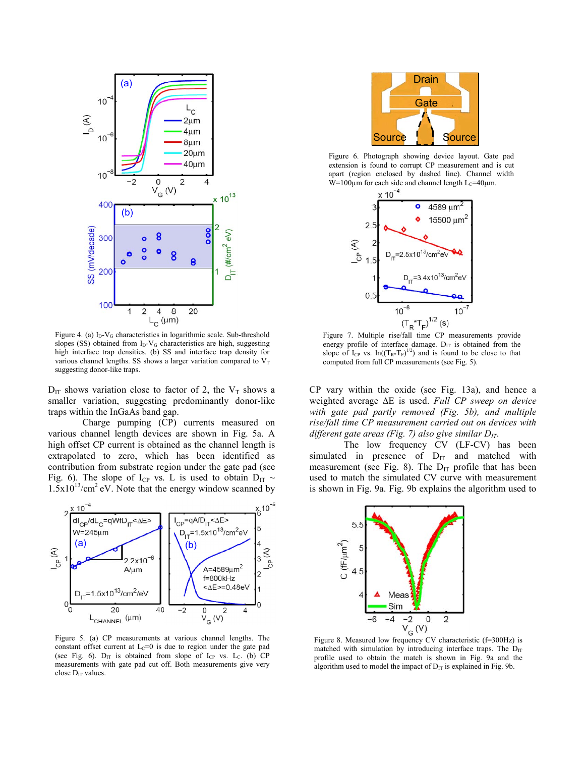Figure 4. (a) $I_D$-$V_G$ characteristics in logarithmic scale. Sub-threshold slopes (SS) obtained from $I_D$-$V_G$ characteristics are high, suggesting high interface trap densities. (b) SS and interface trap density for various channel lengths. SS shows a larger variation compared to $V_T$ suggesting donor-like traps.

Figure 6. Photograph showing device layout. Gate pad extension is found to corrupt CP measurement and is cut apart (region enclosed by dashed line). Channel width W=100μm for each side and channel length $L_C$=40μm.

Figure 7. Multiple rise/fall time CP measurements provide energy profile of interface damage. $D_{IT}$ is obtained from the slope of $I_{CP}$ vs. $\ln((T_R{*}T_F)^{1/2})$ and is found to be close to that computed from full CP measurements (see Fig. 5).

$D_{IT}$ shows variation close to factor of 2, the $V_T$ shows a smaller variation, suggesting predominantly donor-like traps within the InGaAs band gap.

Charge pumping (CP) currents measured on various channel length devices are shown in Fig. 5a. A high offset CP current is obtained as the channel length is extrapolated to zero, which has been identified as contribution from substrate region under the gate pad (see Fig. 6). The slope of $I_{CP}$ vs. L is used to obtain $D_{IT}$ ~ $1.5\times10^{13}$/cm$^2$ eV. Note that the energy window scanned by CP vary within the oxide (see Fig. 13a), and hence a weighted average ΔE is used. *Full CP sweep on device with gate pad partly removed (Fig. 5b), and multiple rise/fall time CP measurement carried out on devices with different gate areas (Fig. 7) also give similar $D_{IT}$.*

The low frequency CV (LF-CV) has been simulated in presence of $D_{IT}$ and matched with measurement (see Fig. 8). The $D_{IT}$ profile that has been used to match the simulated CV curve with measurement is shown in Fig. 9a. Fig. 9b explains the algorithm used to

Figure 5. (a) CP measurements at various channel lengths. The constant offset current at $L_C$=0 is due to region under the gate pad (see Fig. 6). $D_{IT}$ is obtained from slope of $I_{CP}$ vs. $L_C$. (b) CP measurements with gate pad cut off. Both measurements give very close $D_{IT}$ values.

Figure 8. Measured low frequency CV characteristic (f=300Hz) is matched with simulation by introducing interface traps. The $D_{IT}$ profile used to obtain the match is shown in Fig. 9a and the algorithm used to model the impact of $D_{IT}$ is explained in Fig. 9b.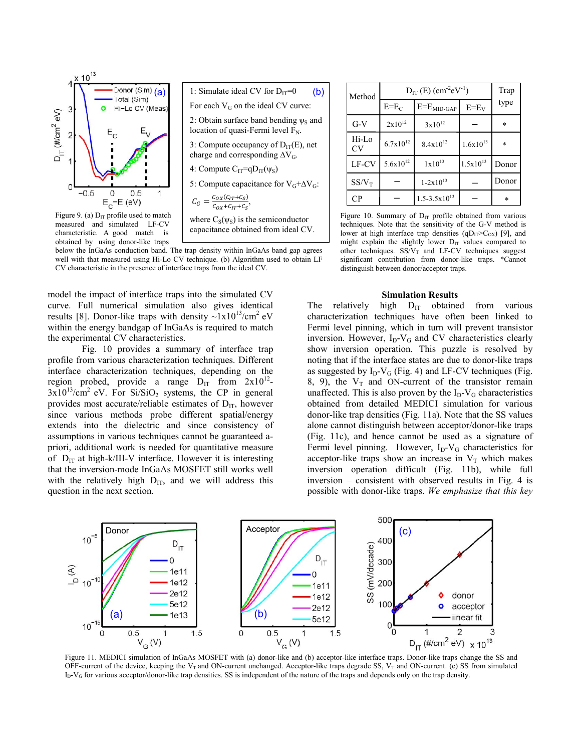Figure 9. (a) $D_{IT}$ profile used to match measured and simulated LF-CV characteristic. A good match is obtained by using donor-like traps below the InGaAs conduction band. The trap density within InGaAs band gap agrees well with that measured using Hi-Lo CV technique. (b) Algorithm used to obtain LF CV characteristic in the presence of interface traps from the ideal CV.

(b)

1: Simulate ideal CV for $D_{IT}$=0

For each $V_G$ on the ideal CV curve:

2: Obtain surface band bending $\psi_S$ and location of quasi-Fermi level $F_N$.

3: Compute occupancy of $D_{IT}(E)$, net charge and corresponding $\Delta V_G$.

4: Compute $C_{IT}$=$qD_{IT}(\psi_S)$

5: Compute capacitance for $V_G$+$\Delta V_G$:

$$C_G = \frac{C_{OX}(C_{IT}+C_S)}{C_{OX}+C_{IT}+C_S},$$

where $C_S(\psi_S)$ is the semiconductor capacitance obtained from ideal CV.

| Method | $D_{IT}$ (E) ($cm^{-2}eV^{-1}$) | | | Trap type |
|---|---|---|---|---|
| | $E$=$E_C$ | $E$=$E_{MID\text{-}GAP}$ | $E$=$E_V$ | |
| G-V | $2x10^{12}$ | $3x10^{12}$ | – | * |
| Hi-Lo CV | $6.7x10^{12}$ | $8.4x10^{12}$ | $1.6x10^{13}$ | * |
| LF-CV | $5.6x10^{12}$ | $1x10^{13}$ | $1.5x10^{13}$ | Donor |
| SS/$V_T$ | – | $1\text{-}2x10^{13}$ | – | Donor |
| CP | – | $1.5\text{-}3.5x10^{13}$ | – | * |

Figure 10. Summary of $D_{IT}$ profile obtained from various techniques. Note that the sensitivity of the G-V method is lower at high interface trap densities ($qD_{IT}$>$C_{OX}$) [9], and might explain the slightly lower $D_{IT}$ values compared to other techniques. SS/$V_T$ and LF-CV techniques suggest significant contribution from donor-like traps. *Cannot distinguish between donor/acceptor traps.

model the impact of interface traps into the simulated CV curve. Full numerical simulation also gives identical results [8]. Donor-like traps with density ~$1x10^{13}/cm^2$ eV within the energy bandgap of InGaAs is required to match the experimental CV characteristics.

Fig. 10 provides a summary of interface trap profile from various characterization techniques. Different interface characterization techniques, depending on the region probed, provide a range $D_{IT}$ from $2x10^{12}$-$3x10^{13}/cm^2$ eV. For $Si/SiO_2$ systems, the CP in general provides most accurate/reliable estimates of $D_{IT}$, however since various methods probe different spatial/energy extends into the dielectric and since consistency of assumptions in various techniques cannot be guaranteed a-priori, additional work is needed for quantitative measure of $D_{IT}$ at high-k/III-V interface. However it is interesting that the inversion-mode InGaAs MOSFET still works well with the relatively high $D_{IT}$, and we will address this question in the next section.

## Simulation Results

The relatively high $D_{IT}$ obtained from various characterization techniques have often been linked to Fermi level pinning, which in turn will prevent transistor inversion. However, $I_D$-$V_G$ and CV characteristics clearly show inversion operation. This puzzle is resolved by noting that if the interface states are due to donor-like traps as suggested by $I_D$-$V_G$ (Fig. 4) and LF-CV techniques (Fig. 8, 9), the $V_T$ and ON-current of the transistor remain unaffected. This is also proven by the $I_D$-$V_G$ characteristics obtained from detailed MEDICI simulation for various donor-like trap densities (Fig. 11a). Note that the SS values alone cannot distinguish between acceptor/donor-like traps (Fig. 11c), and hence cannot be used as a signature of Fermi level pinning. However, $I_D$-$V_G$ characteristics for acceptor-like traps show an increase in $V_T$ which makes inversion operation difficult (Fig. 11b), while full inversion – consistent with observed results in Fig. 4 is possible with donor-like traps. *We emphasize that this key*

Figure 11. MEDICI simulation of InGaAs MOSFET with (a) donor-like and (b) acceptor-like interface traps. Donor-like traps change the SS and OFF-current of the device, keeping the $V_T$ and ON-current unchanged. Acceptor-like traps degrade SS, $V_T$ and ON-current. (c) SS from simulated $I_D$-$V_G$ for various acceptor/donor-like trap densities. SS is independent of the nature of the traps and depends only on the trap density.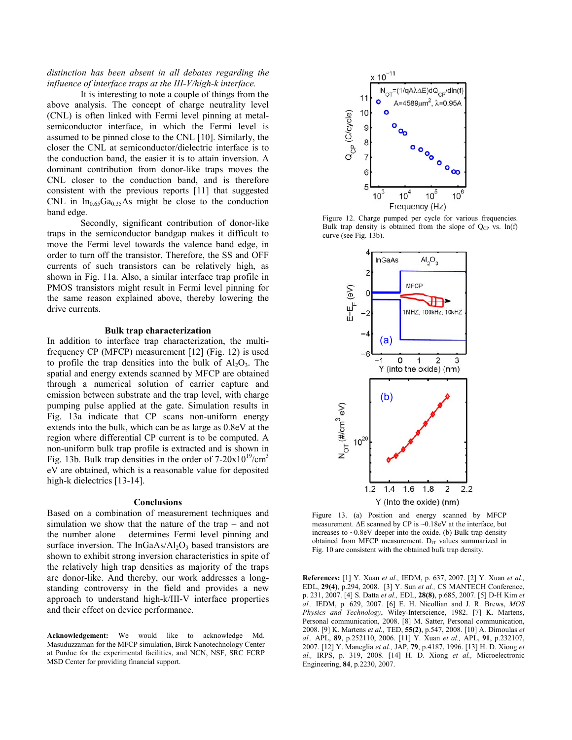*distinction has been absent in all debates regarding the influence of interface traps at the III-V/high-k interface.*

It is interesting to note a couple of things from the above analysis. The concept of charge neutrality level (CNL) is often linked with Fermi level pinning at metal-semiconductor interface, in which the Fermi level is assumed to be pinned close to the CNL [10]. Similarly, the closer the CNL at semiconductor/dielectric interface is to the conduction band, the easier it is to attain inversion. A dominant contribution from donor-like traps moves the CNL closer to the conduction band, and is therefore consistent with the previous reports [11] that suggested CNL in $In_{0.65}Ga_{0.35}As$ might be close to the conduction band edge.

Secondly, significant contribution of donor-like traps in the semiconductor bandgap makes it difficult to move the Fermi level towards the valence band edge, in order to turn off the transistor. Therefore, the SS and OFF currents of such transistors can be relatively high, as shown in Fig. 11a. Also, a similar interface trap profile in PMOS transistors might result in Fermi level pinning for the same reason explained above, thereby lowering the drive currents.

### Bulk trap characterization

In addition to interface trap characterization, the multi-frequency CP (MFCP) measurement [12] (Fig. 12) is used to profile the trap densities into the bulk of $Al_2O_3$. The spatial and energy extends scanned by MFCP are obtained through a numerical solution of carrier capture and emission between substrate and the trap level, with charge pumping pulse applied at the gate. Simulation results in Fig. 13a indicate that CP scans non-uniform energy extends into the bulk, which can be as large as 0.8eV at the region where differential CP current is to be computed. A non-uniform bulk trap profile is extracted and is shown in Fig. 13b. Bulk trap densities in the order of $7\text{-}20\times10^{19}$/cm$^3$ eV are obtained, which is a reasonable value for deposited high-k dielectrics [13-14].

### Conclusions

Based on a combination of measurement techniques and simulation we show that the nature of the trap – and not the number alone – determines Fermi level pinning and surface inversion. The InGaAs/$Al_2O_3$ based transistors are shown to exhibit strong inversion characteristics in spite of the relatively high trap densities as majority of the traps are donor-like. And thereby, our work addresses a long-standing controversy in the field and provides a new approach to understand high-k/III-V interface properties and their effect on device performance.

**Acknowledgement:** We would like to acknowledge Md. Masuduzzaman for the MFCP simulation, Birck Nanotechnology Center at Purdue for the experimental facilities, and NCN, NSF, SRC FCRP MSD Center for providing financial support.

x 10^-11
$N_{OT}=(1/qA\lambda\Delta E)dQ_{CP}/d\ln(f)$
A=4589μm², λ=0.95A
$Q_{CP}$ (C/cycle)
11
10
9
8
7
6
5
10^3
10^4
10^5
10^6
Frequency (Hz)

Figure 12. Charge pumped per cycle for various frequencies. Bulk trap density is obtained from the slope of $Q_{CP}$ vs. ln(f) curve (see Fig. 13b).

InGaAs
$Al_2O_3$
MFCP
1MHZ, 100kHz, 10kHZ
(a)
$E-E_F$ (eV)
4
2
0
-2
-4
-6
-1
0
1
2
3
Y (into the oxide) (nm)

(b)
$N_{OT}$ (#/cm³ eV)
10^20
1.2
1.4
1.6
1.8
2
2.2
Y (Into the oxide) (nm)

Figure 13. (a) Position and energy scanned by MFCP measurement. ΔE scanned by CP is ~0.18eV at the interface, but increases to ~0.8eV deeper into the oxide. (b) Bulk trap density obtained from MFCP measurement. $D_{IT}$ values summarized in Fig. 10 are consistent with the obtained bulk trap density.

**References:** [1] Y. Xuan *et al.,* IEDM, p. 637, 2007. [2] Y. Xuan *et al.,* EDL, **29(4)**, p.294, 2008. [3] Y. Sun *et al.,* CS MANTECH Conference, p. 231, 2007. [4] S. Datta *et al.,* EDL, **28(8)**, p.685, 2007. [5] D-H Kim *et al.,* IEDM, p. 629, 2007. [6] E. H. Nicollian and J. R. Brews, *MOS Physics and Technology*, Wiley-Interscience, 1982. [7] K. Martens, Personal communication, 2008. [8] M. Satter, Personal communication, 2008. [9] K. Martens *et al.,* TED, **55(2)**, p.547, 2008. [10] A. Dimoulas *et al.,* APL, **89**, p.252110, 2006. [11] Y. Xuan *et al.,* APL, **91**, p.232107, 2007. [12] Y. Maneglia *et al.,* JAP, **79**, p.4187, 1996. [13] H. D. Xiong *et al.,* IRPS, p. 319, 2008. [14] H. D. Xiong *et al.,* Microelectronic Engineering, **84**, p.2230, 2007.